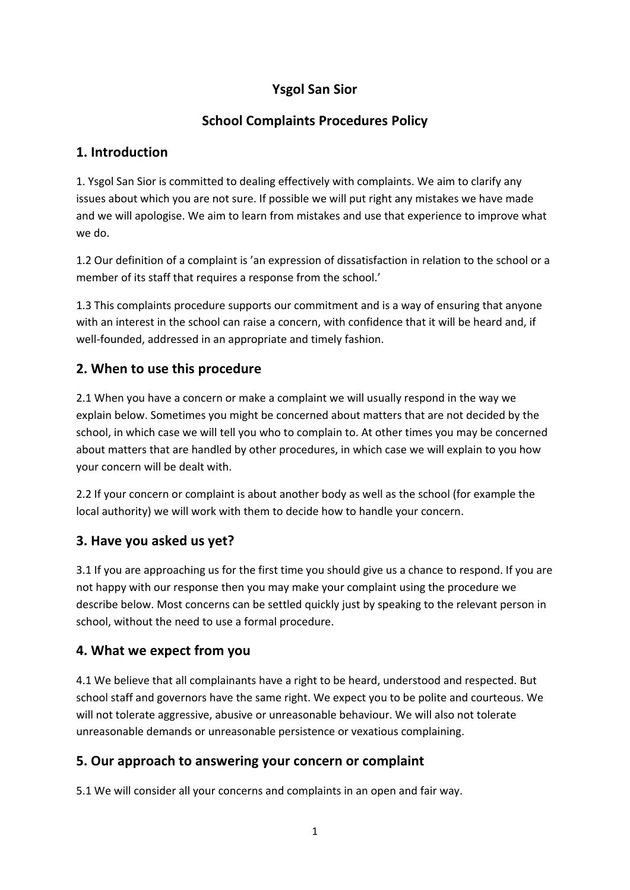# Ysgol San Sior

## School Complaints Procedures Policy

## 1. Introduction

1. Ysgol San Sior is committed to dealing effectively with complaints. We aim to clarify any issues about which you are not sure. If possible we will put right any mistakes we have made and we will apologise. We aim to learn from mistakes and use that experience to improve what we do.

1.2 Our definition of a complaint is 'an expression of dissatisfaction in relation to the school or a member of its staff that requires a response from the school.'

1.3 This complaints procedure supports our commitment and is a way of ensuring that anyone with an interest in the school can raise a concern, with confidence that it will be heard and, if well-founded, addressed in an appropriate and timely fashion.

## 2. When to use this procedure

2.1 When you have a concern or make a complaint we will usually respond in the way we explain below. Sometimes you might be concerned about matters that are not decided by the school, in which case we will tell you who to complain to. At other times you may be concerned about matters that are handled by other procedures, in which case we will explain to you how your concern will be dealt with.

2.2 If your concern or complaint is about another body as well as the school (for example the local authority) we will work with them to decide how to handle your concern.

## 3. Have you asked us yet?

3.1 If you are approaching us for the first time you should give us a chance to respond. If you are not happy with our response then you may make your complaint using the procedure we describe below. Most concerns can be settled quickly just by speaking to the relevant person in school, without the need to use a formal procedure.

## 4. What we expect from you

4.1 We believe that all complainants have a right to be heard, understood and respected. But school staff and governors have the same right. We expect you to be polite and courteous. We will not tolerate aggressive, abusive or unreasonable behaviour. We will also not tolerate unreasonable demands or unreasonable persistence or vexatious complaining.

## 5. Our approach to answering your concern or complaint

5.1 We will consider all your concerns and complaints in an open and fair way.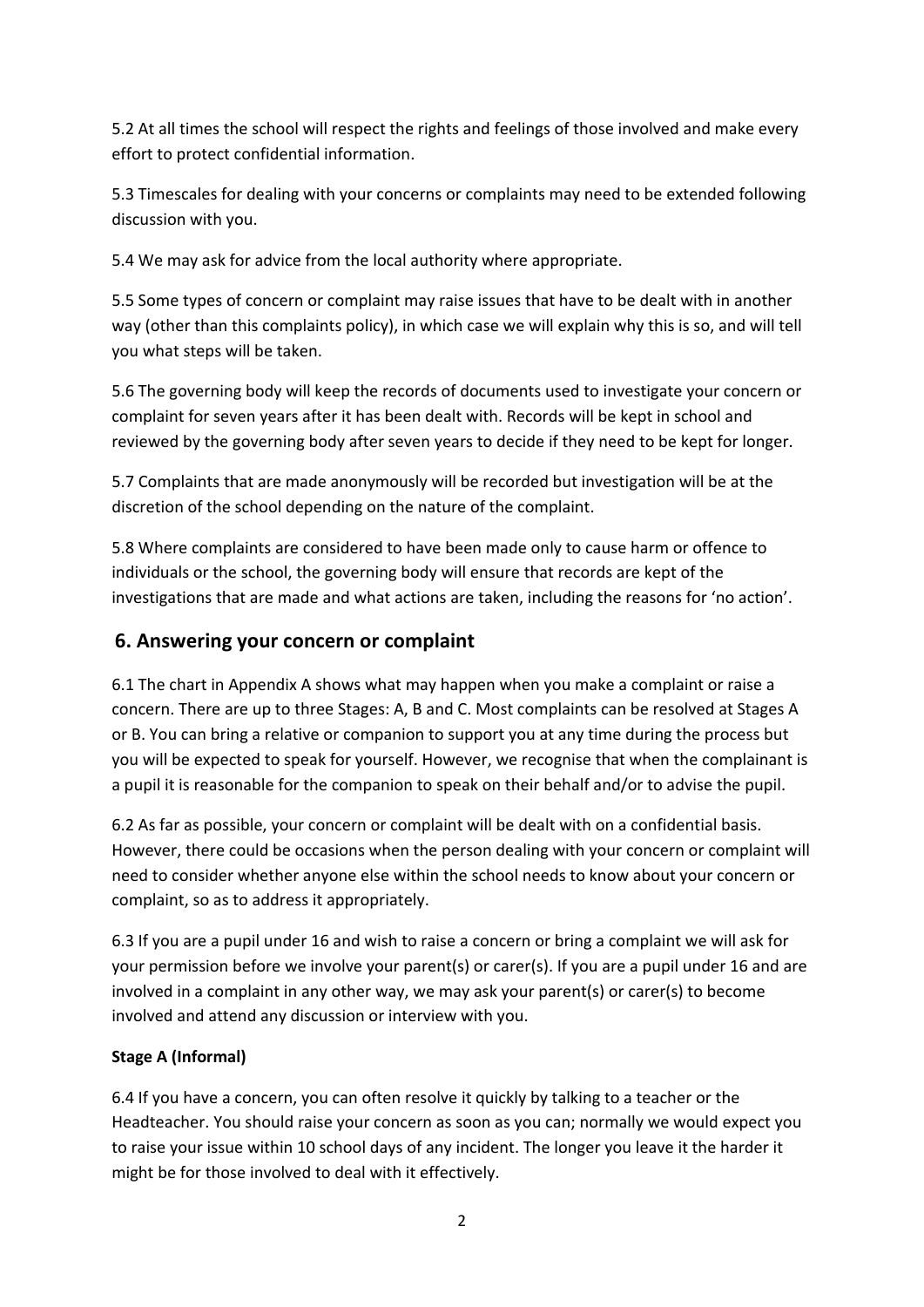5.2 At all times the school will respect the rights and feelings of those involved and make every effort to protect confidential information.

5.3 Timescales for dealing with your concerns or complaints may need to be extended following discussion with you.

5.4 We may ask for advice from the local authority where appropriate.

5.5 Some types of concern or complaint may raise issues that have to be dealt with in another way (other than this complaints policy), in which case we will explain why this is so, and will tell you what steps will be taken.

5.6 The governing body will keep the records of documents used to investigate your concern or complaint for seven years after it has been dealt with. Records will be kept in school and reviewed by the governing body after seven years to decide if they need to be kept for longer.

5.7 Complaints that are made anonymously will be recorded but investigation will be at the discretion of the school depending on the nature of the complaint.

5.8 Where complaints are considered to have been made only to cause harm or offence to individuals or the school, the governing body will ensure that records are kept of the investigations that are made and what actions are taken, including the reasons for 'no action'.

## 6. Answering your concern or complaint

6.1 The chart in Appendix A shows what may happen when you make a complaint or raise a concern. There are up to three Stages: A, B and C. Most complaints can be resolved at Stages A or B. You can bring a relative or companion to support you at any time during the process but you will be expected to speak for yourself. However, we recognise that when the complainant is a pupil it is reasonable for the companion to speak on their behalf and/or to advise the pupil.

6.2 As far as possible, your concern or complaint will be dealt with on a confidential basis. However, there could be occasions when the person dealing with your concern or complaint will need to consider whether anyone else within the school needs to know about your concern or complaint, so as to address it appropriately.

6.3 If you are a pupil under 16 and wish to raise a concern or bring a complaint we will ask for your permission before we involve your parent(s) or carer(s). If you are a pupil under 16 and are involved in a complaint in any other way, we may ask your parent(s) or carer(s) to become involved and attend any discussion or interview with you.

**Stage A (Informal)**

6.4 If you have a concern, you can often resolve it quickly by talking to a teacher or the Headteacher. You should raise your concern as soon as you can; normally we would expect you to raise your issue within 10 school days of any incident. The longer you leave it the harder it might be for those involved to deal with it effectively.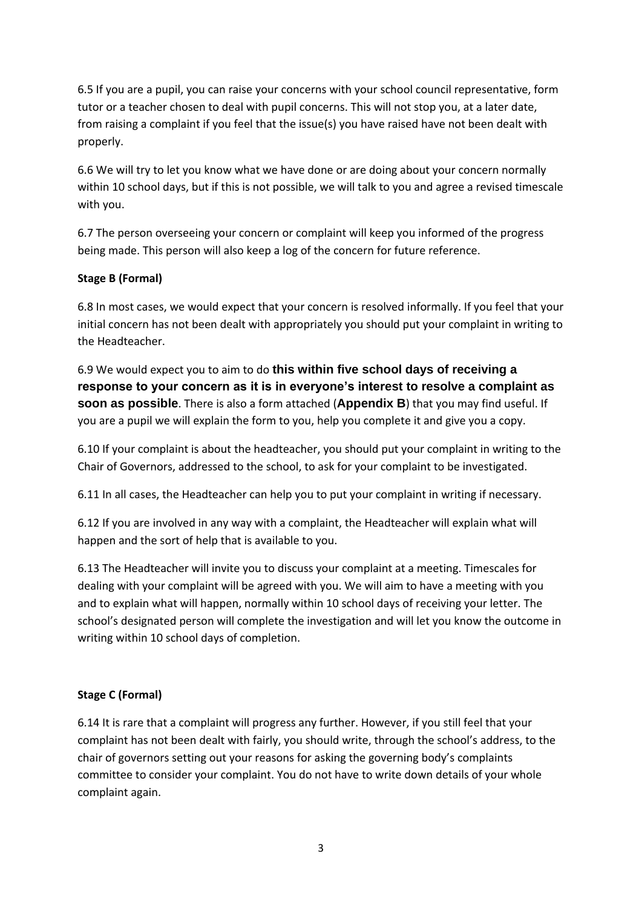6.5 If you are a pupil, you can raise your concerns with your school council representative, form tutor or a teacher chosen to deal with pupil concerns. This will not stop you, at a later date, from raising a complaint if you feel that the issue(s) you have raised have not been dealt with properly.

6.6 We will try to let you know what we have done or are doing about your concern normally within 10 school days, but if this is not possible, we will talk to you and agree a revised timescale with you.

6.7 The person overseeing your concern or complaint will keep you informed of the progress being made. This person will also keep a log of the concern for future reference.

**Stage B (Formal)**

6.8 In most cases, we would expect that your concern is resolved informally. If you feel that your initial concern has not been dealt with appropriately you should put your complaint in writing to the Headteacher.

6.9 We would expect you to aim to do **this within five school days of receiving a response to your concern as it is in everyone's interest to resolve a complaint as soon as possible**. There is also a form attached (**Appendix B**) that you may find useful. If you are a pupil we will explain the form to you, help you complete it and give you a copy.

6.10 If your complaint is about the headteacher, you should put your complaint in writing to the Chair of Governors, addressed to the school, to ask for your complaint to be investigated.

6.11 In all cases, the Headteacher can help you to put your complaint in writing if necessary.

6.12 If you are involved in any way with a complaint, the Headteacher will explain what will happen and the sort of help that is available to you.

6.13 The Headteacher will invite you to discuss your complaint at a meeting. Timescales for dealing with your complaint will be agreed with you. We will aim to have a meeting with you and to explain what will happen, normally within 10 school days of receiving your letter. The school's designated person will complete the investigation and will let you know the outcome in writing within 10 school days of completion.

**Stage C (Formal)**

6.14 It is rare that a complaint will progress any further. However, if you still feel that your complaint has not been dealt with fairly, you should write, through the school's address, to the chair of governors setting out your reasons for asking the governing body's complaints committee to consider your complaint. You do not have to write down details of your whole complaint again.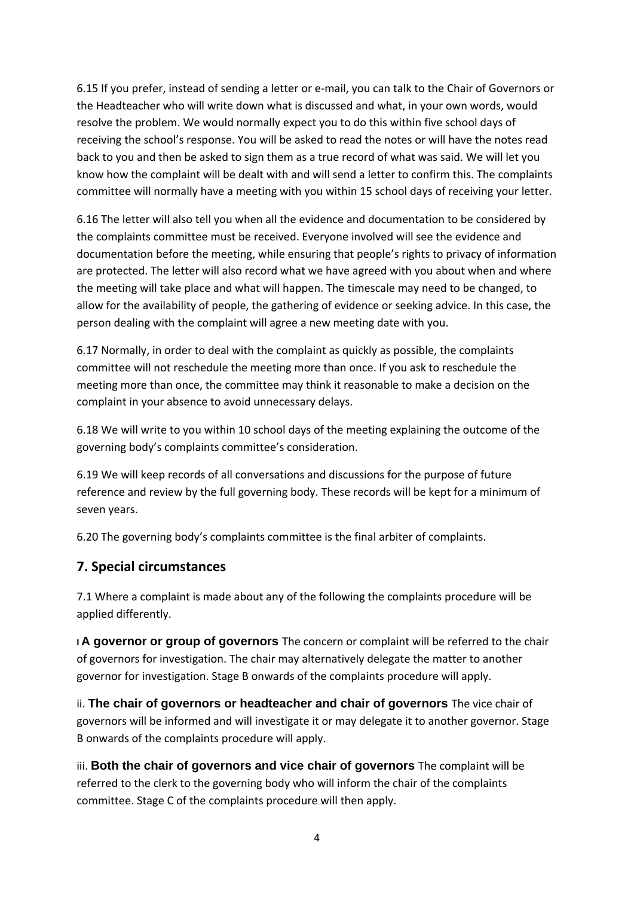6.15 If you prefer, instead of sending a letter or e-mail, you can talk to the Chair of Governors or the Headteacher who will write down what is discussed and what, in your own words, would resolve the problem. We would normally expect you to do this within five school days of receiving the school's response. You will be asked to read the notes or will have the notes read back to you and then be asked to sign them as a true record of what was said. We will let you know how the complaint will be dealt with and will send a letter to confirm this. The complaints committee will normally have a meeting with you within 15 school days of receiving your letter.

6.16 The letter will also tell you when all the evidence and documentation to be considered by the complaints committee must be received. Everyone involved will see the evidence and documentation before the meeting, while ensuring that people's rights to privacy of information are protected. The letter will also record what we have agreed with you about when and where the meeting will take place and what will happen. The timescale may need to be changed, to allow for the availability of people, the gathering of evidence or seeking advice. In this case, the person dealing with the complaint will agree a new meeting date with you.

6.17 Normally, in order to deal with the complaint as quickly as possible, the complaints committee will not reschedule the meeting more than once. If you ask to reschedule the meeting more than once, the committee may think it reasonable to make a decision on the complaint in your absence to avoid unnecessary delays.

6.18 We will write to you within 10 school days of the meeting explaining the outcome of the governing body's complaints committee's consideration.

6.19 We will keep records of all conversations and discussions for the purpose of future reference and review by the full governing body. These records will be kept for a minimum of seven years.

6.20 The governing body's complaints committee is the final arbiter of complaints.

## 7. Special circumstances

7.1 Where a complaint is made about any of the following the complaints procedure will be applied differently.

i **A governor or group of governors** The concern or complaint will be referred to the chair of governors for investigation. The chair may alternatively delegate the matter to another governor for investigation. Stage B onwards of the complaints procedure will apply.

ii. **The chair of governors or headteacher and chair of governors** The vice chair of governors will be informed and will investigate it or may delegate it to another governor. Stage B onwards of the complaints procedure will apply.

iii. **Both the chair of governors and vice chair of governors** The complaint will be referred to the clerk to the governing body who will inform the chair of the complaints committee. Stage C of the complaints procedure will then apply.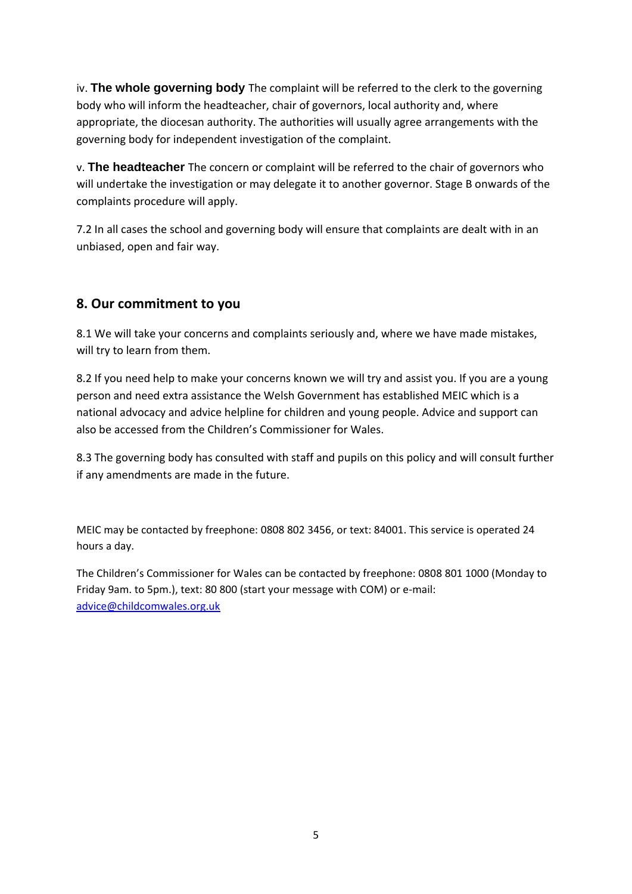iv. **The whole governing body** The complaint will be referred to the clerk to the governing body who will inform the headteacher, chair of governors, local authority and, where appropriate, the diocesan authority. The authorities will usually agree arrangements with the governing body for independent investigation of the complaint.

v. **The headteacher** The concern or complaint will be referred to the chair of governors who will undertake the investigation or may delegate it to another governor. Stage B onwards of the complaints procedure will apply.

7.2 In all cases the school and governing body will ensure that complaints are dealt with in an unbiased, open and fair way.

## 8. Our commitment to you

8.1 We will take your concerns and complaints seriously and, where we have made mistakes, will try to learn from them.

8.2 If you need help to make your concerns known we will try and assist you. If you are a young person and need extra assistance the Welsh Government has established MEIC which is a national advocacy and advice helpline for children and young people. Advice and support can also be accessed from the Children's Commissioner for Wales.

8.3 The governing body has consulted with staff and pupils on this policy and will consult further if any amendments are made in the future.

MEIC may be contacted by freephone: 0808 802 3456, or text: 84001. This service is operated 24 hours a day.

The Children's Commissioner for Wales can be contacted by freephone: 0808 801 1000 (Monday to Friday 9am. to 5pm.), text: 80 800 (start your message with COM) or e-mail: advice@childcomwales.org.uk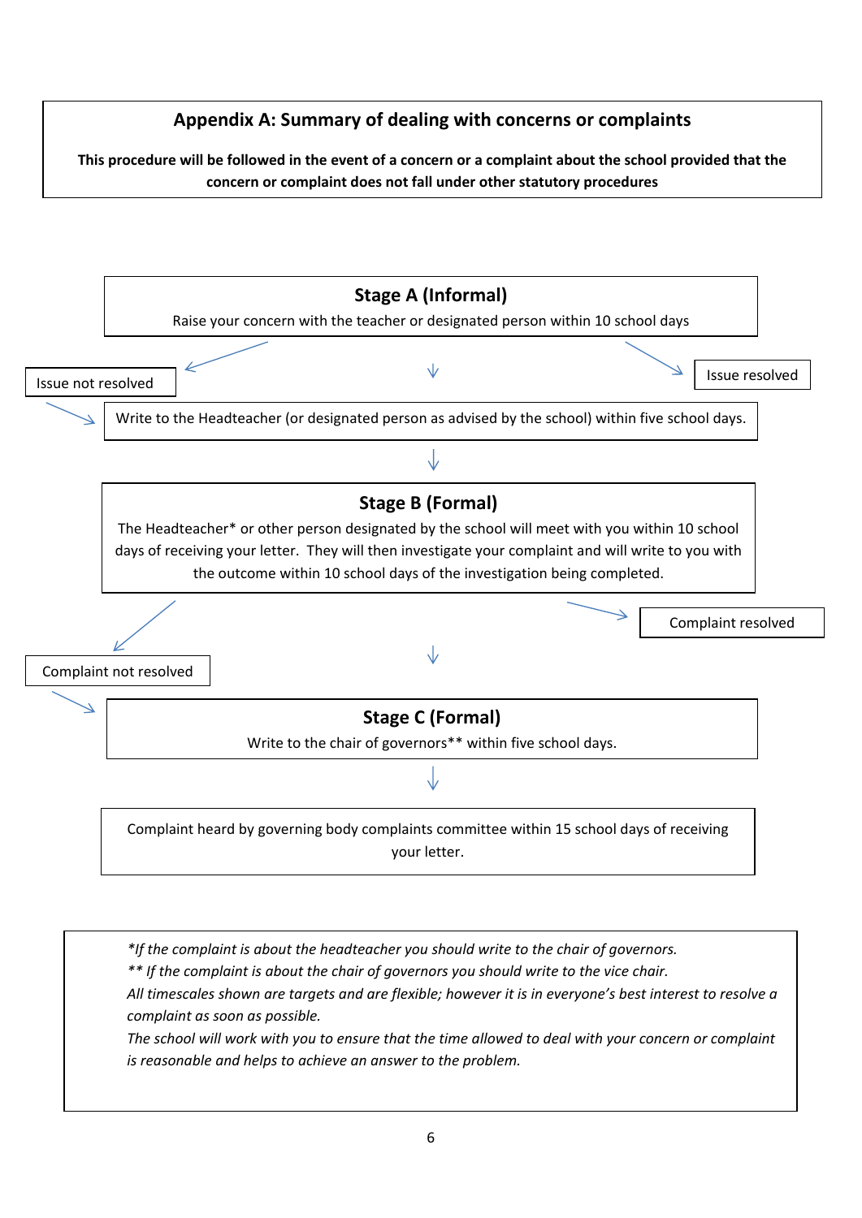## Appendix A: Summary of dealing with concerns or complaints

**This procedure will be followed in the event of a concern or a complaint about the school provided that the concern or complaint does not fall under other statutory procedures**

### Stage A (Informal)

Raise your concern with the teacher or designated person within 10 school days

Issue not resolved

Issue resolved

Write to the Headteacher (or designated person as advised by the school) within five school days.

### Stage B (Formal)

The Headteacher* or other person designated by the school will meet with you within 10 school days of receiving your letter. They will then investigate your complaint and will write to you with the outcome within 10 school days of the investigation being completed.

Complaint resolved

Complaint not resolved

### Stage C (Formal)

Write to the chair of governors** within five school days.

Complaint heard by governing body complaints committee within 15 school days of receiving your letter.

*\*If the complaint is about the headteacher you should write to the chair of governors.*
*\*\* If the complaint is about the chair of governors you should write to the vice chair.*
*All timescales shown are targets and are flexible; however it is in everyone's best interest to resolve a complaint as soon as possible.*
*The school will work with you to ensure that the time allowed to deal with your concern or complaint is reasonable and helps to achieve an answer to the problem.*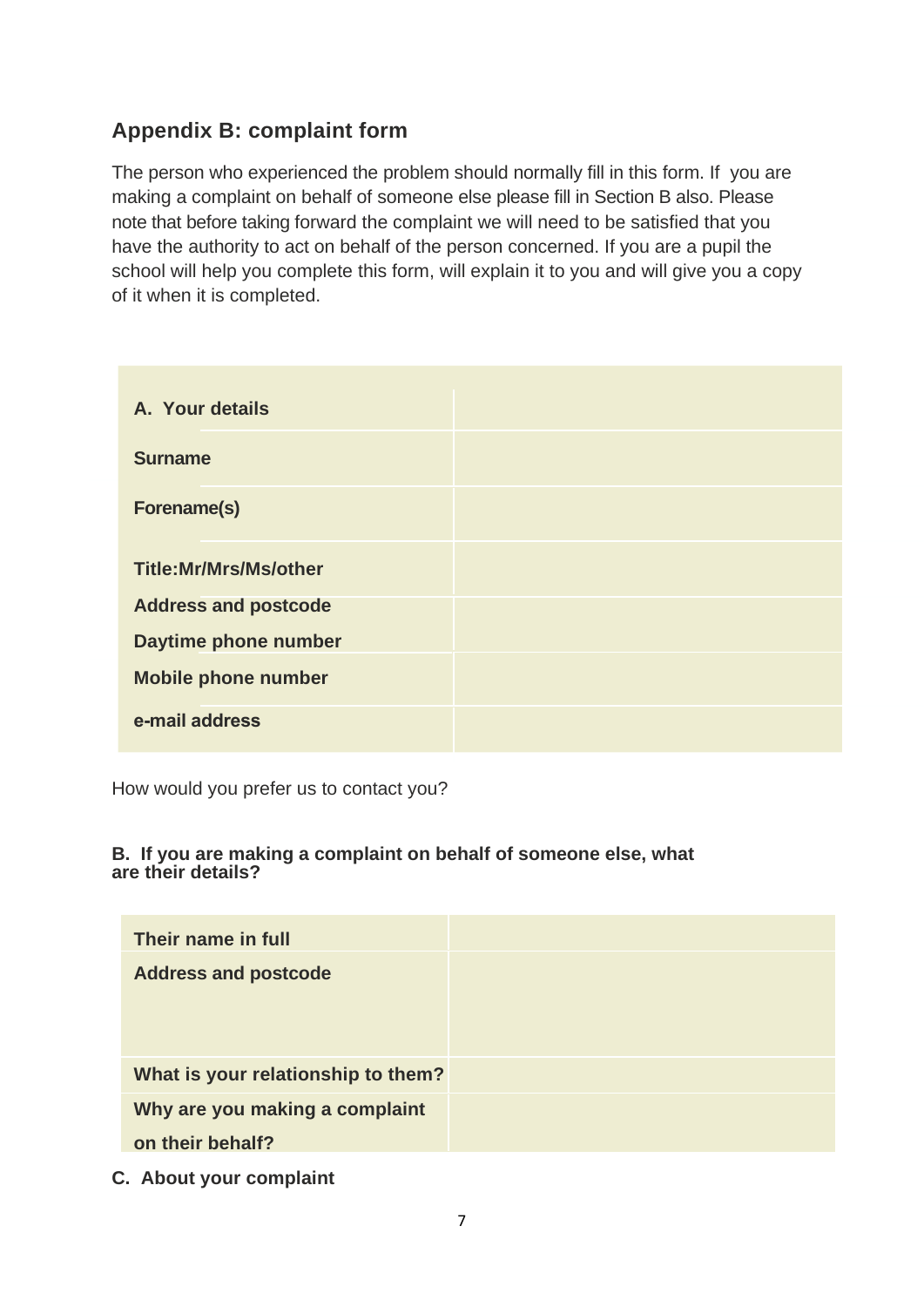## Appendix B: complaint form

The person who experienced the problem should normally fill in this form. If you are making a complaint on behalf of someone else please fill in Section B also. Please note that before taking forward the complaint we will need to be satisfied that you have the authority to act on behalf of the person concerned. If you are a pupil the school will help you complete this form, will explain it to you and will give you a copy of it when it is completed.

| **A. Your details** | |
|---|---|
| **Surname** | |
| **Forename(s)** | |
| **Title:Mr/Mrs/Ms/other** | |
| **Address and postcode** | |
| **Daytime phone number** | |
| **Mobile phone number** | |
| **e-mail address** | |

How would you prefer us to contact you?

**B. If you are making a complaint on behalf of someone else, what are their details?**

| **Their name in full** | |
|---|---|
| **Address and postcode** | |
| **What is your relationship to them?** | |
| **Why are you making a complaint on their behalf?** | |

**C. About your complaint**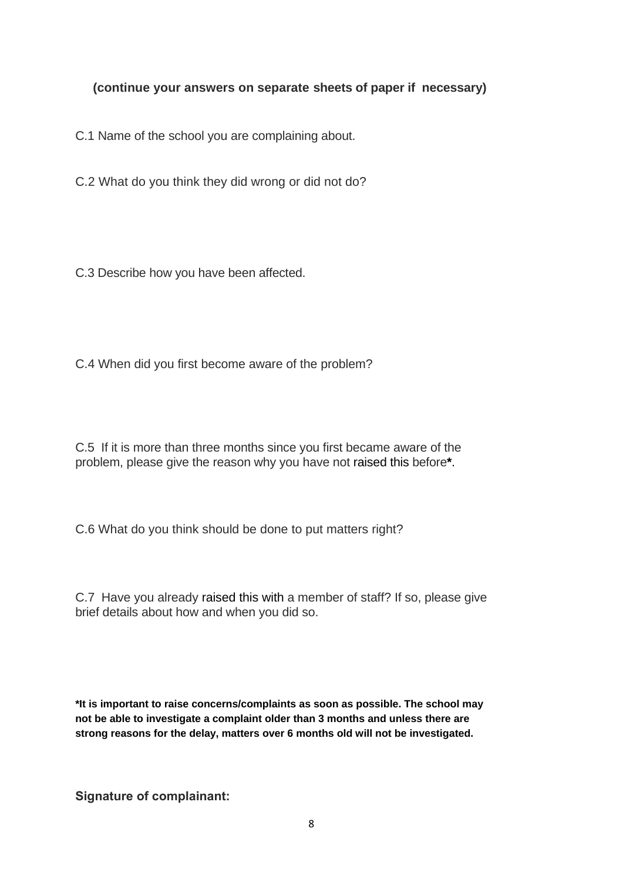**(continue your answers on separate sheets of paper if necessary)**

C.1 Name of the school you are complaining about.

C.2 What do you think they did wrong or did not do?

C.3 Describe how you have been affected.

C.4 When did you first become aware of the problem?

C.5 If it is more than three months since you first became aware of the problem, please give the reason why you have not raised this before**\***.

C.6 What do you think should be done to put matters right?

C.7 Have you already raised this with a member of staff? If so, please give brief details about how and when you did so.

**\*It is important to raise concerns/complaints as soon as possible. The school may not be able to investigate a complaint older than 3 months and unless there are strong reasons for the delay, matters over 6 months old will not be investigated.**

**Signature of complainant:**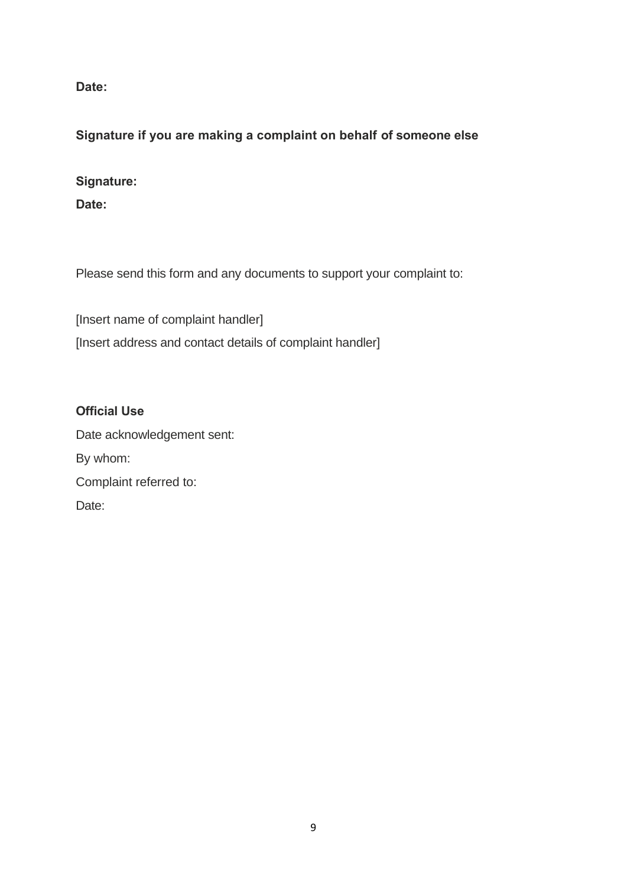**Date:**

**Signature if you are making a complaint on behalf of someone else**

**Signature:**

**Date:**

Please send this form and any documents to support your complaint to:

[Insert name of complaint handler]
[Insert address and contact details of complaint handler]

**Official Use**

Date acknowledgement sent:

By whom:

Complaint referred to:

Date: